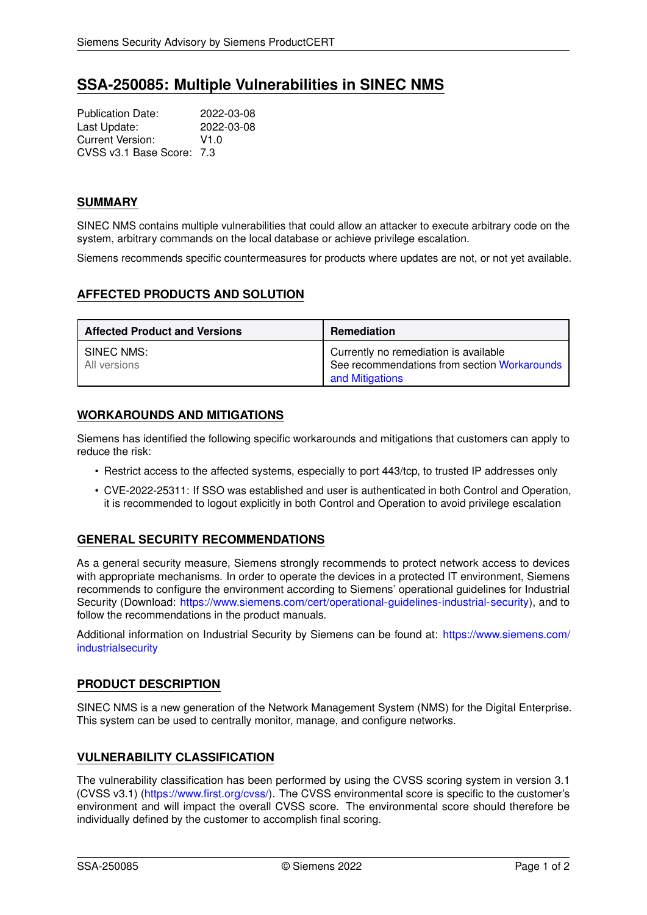# SSA-250085: Multiple Vulnerabilities in SINEC NMS

Publication Date: 2022-03-08
Last Update: 2022-03-08
Current Version: V1.0
CVSS v3.1 Base Score: 7.3

## SUMMARY

SINEC NMS contains multiple vulnerabilities that could allow an attacker to execute arbitrary code on the system, arbitrary commands on the local database or achieve privilege escalation.

Siemens recommends specific countermeasures for products where updates are not, or not yet available.

## AFFECTED PRODUCTS AND SOLUTION

| Affected Product and Versions | Remediation |
|---|---|
| SINEC NMS:<br>All versions | Currently no remediation is available<br>See recommendations from section Workarounds and Mitigations |

## WORKAROUNDS AND MITIGATIONS

Siemens has identified the following specific workarounds and mitigations that customers can apply to reduce the risk:

- Restrict access to the affected systems, especially to port 443/tcp, to trusted IP addresses only
- CVE-2022-25311: If SSO was established and user is authenticated in both Control and Operation, it is recommended to logout explicitly in both Control and Operation to avoid privilege escalation

## GENERAL SECURITY RECOMMENDATIONS

As a general security measure, Siemens strongly recommends to protect network access to devices with appropriate mechanisms. In order to operate the devices in a protected IT environment, Siemens recommends to configure the environment according to Siemens' operational guidelines for Industrial Security (Download: https://www.siemens.com/cert/operational-guidelines-industrial-security), and to follow the recommendations in the product manuals.

Additional information on Industrial Security by Siemens can be found at: https://www.siemens.com/industrialsecurity

## PRODUCT DESCRIPTION

SINEC NMS is a new generation of the Network Management System (NMS) for the Digital Enterprise. This system can be used to centrally monitor, manage, and configure networks.

## VULNERABILITY CLASSIFICATION

The vulnerability classification has been performed by using the CVSS scoring system in version 3.1 (CVSS v3.1) (https://www.first.org/cvss/). The CVSS environmental score is specific to the customer's environment and will impact the overall CVSS score. The environmental score should therefore be individually defined by the customer to accomplish final scoring.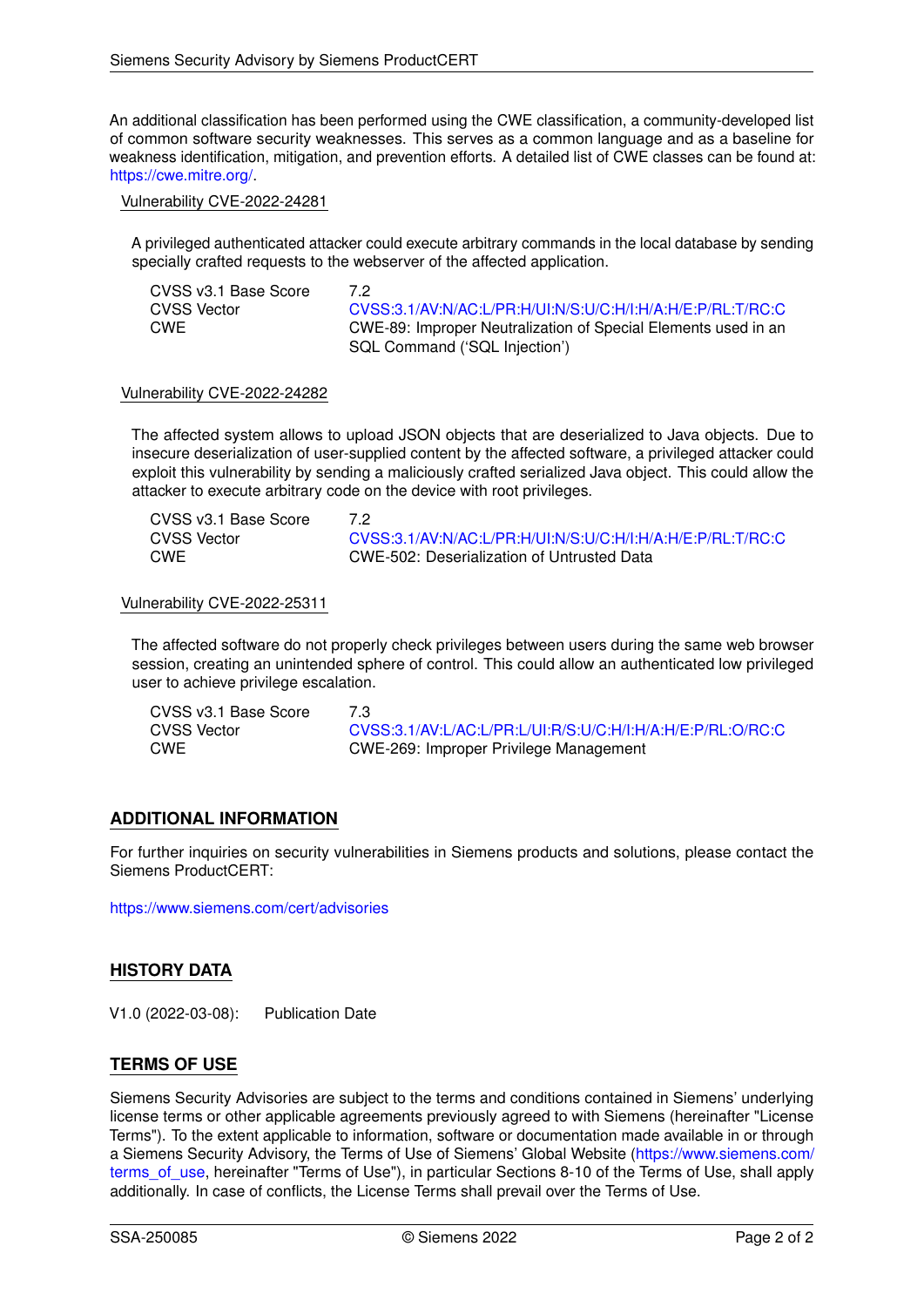An additional classification has been performed using the CWE classification, a community-developed list of common software security weaknesses. This serves as a common language and as a baseline for weakness identification, mitigation, and prevention efforts. A detailed list of CWE classes can be found at: https://cwe.mitre.org/.

### Vulnerability CVE-2022-24281

A privileged authenticated attacker could execute arbitrary commands in the local database by sending specially crafted requests to the webserver of the affected application.

| | |
|---|---|
| CVSS v3.1 Base Score | 7.2 |
| CVSS Vector | CVSS:3.1/AV:N/AC:L/PR:H/UI:N/S:U/C:H/I:H/A:H/E:P/RL:T/RC:C |
| CWE | CWE-89: Improper Neutralization of Special Elements used in an SQL Command ('SQL Injection') |

### Vulnerability CVE-2022-24282

The affected system allows to upload JSON objects that are deserialized to Java objects. Due to insecure deserialization of user-supplied content by the affected software, a privileged attacker could exploit this vulnerability by sending a maliciously crafted serialized Java object. This could allow the attacker to execute arbitrary code on the device with root privileges.

| | |
|---|---|
| CVSS v3.1 Base Score | 7.2 |
| CVSS Vector | CVSS:3.1/AV:N/AC:L/PR:H/UI:N/S:U/C:H/I:H/A:H/E:P/RL:T/RC:C |
| CWE | CWE-502: Deserialization of Untrusted Data |

### Vulnerability CVE-2022-25311

The affected software do not properly check privileges between users during the same web browser session, creating an unintended sphere of control. This could allow an authenticated low privileged user to achieve privilege escalation.

| | |
|---|---|
| CVSS v3.1 Base Score | 7.3 |
| CVSS Vector | CVSS:3.1/AV:L/AC:L/PR:L/UI:R/S:U/C:H/I:H/A:H/E:P/RL:O/RC:C |
| CWE | CWE-269: Improper Privilege Management |

## ADDITIONAL INFORMATION

For further inquiries on security vulnerabilities in Siemens products and solutions, please contact the Siemens ProductCERT:

https://www.siemens.com/cert/advisories

## HISTORY DATA

V1.0 (2022-03-08): Publication Date

## TERMS OF USE

Siemens Security Advisories are subject to the terms and conditions contained in Siemens' underlying license terms or other applicable agreements previously agreed to with Siemens (hereinafter "License Terms"). To the extent applicable to information, software or documentation made available in or through a Siemens Security Advisory, the Terms of Use of Siemens' Global Website (https://www.siemens.com/terms_of_use, hereinafter "Terms of Use"), in particular Sections 8-10 of the Terms of Use, shall apply additionally. In case of conflicts, the License Terms shall prevail over the Terms of Use.